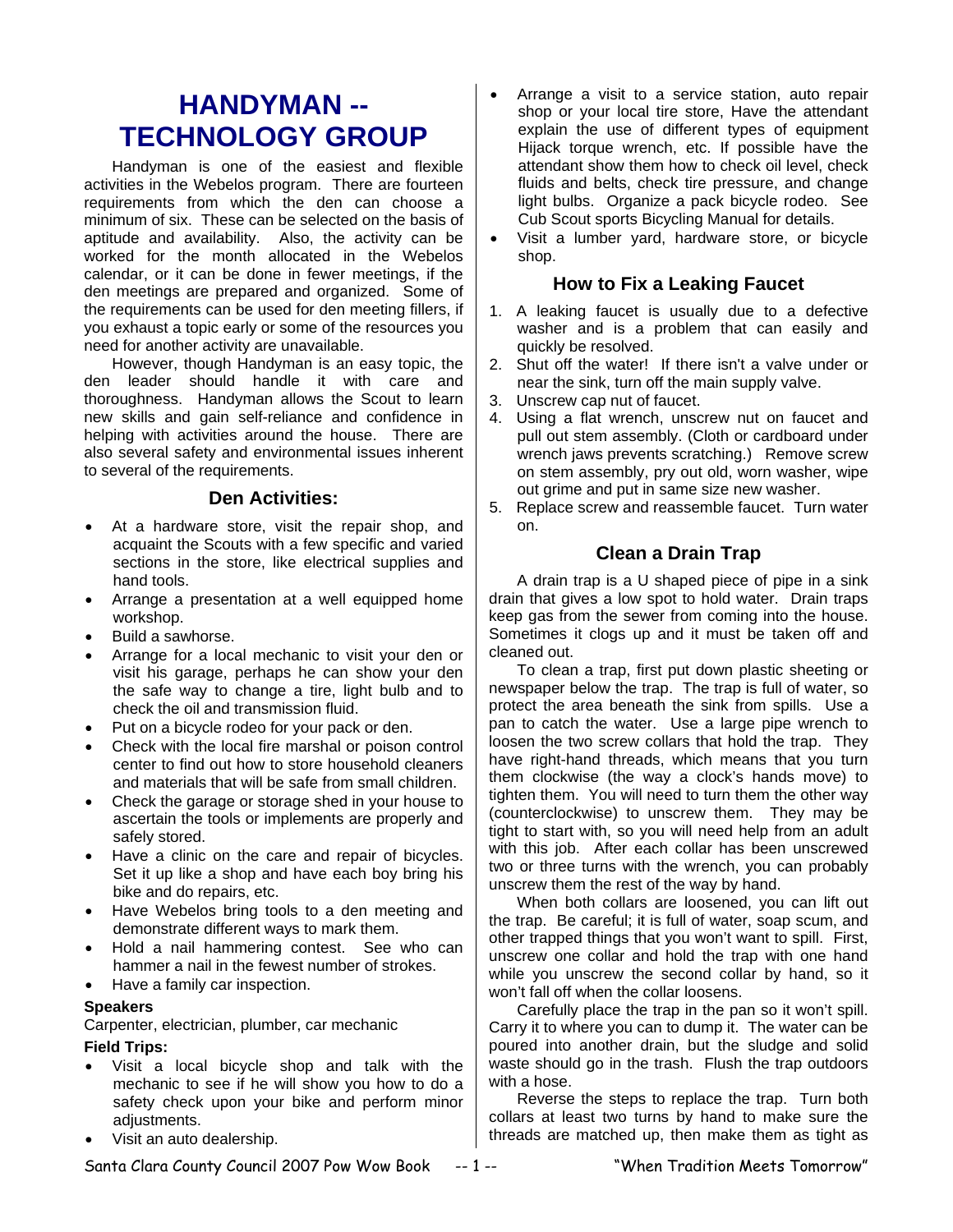# HANDYMAN -- TECHNOLOGY GROUP

Handyman is one of the easiest and flexible activities in the Webelos program. There are fourteen requirements from which the den can choose a minimum of six. These can be selected on the basis of aptitude and availability. Also, the activity can be worked for the month allocated in the Webelos calendar, or it can be done in fewer meetings, if the den meetings are prepared and organized. Some of the requirements can be used for den meeting fillers, if you exhaust a topic early or some of the resources you need for another activity are unavailable.

However, though Handyman is an easy topic, the den leader should handle it with care and thoroughness. Handyman allows the Scout to learn new skills and gain self-reliance and confidence in helping with activities around the house. There are also several safety and environmental issues inherent to several of the requirements.

## Den Activities:

- At a hardware store, visit the repair shop, and acquaint the Scouts with a few specific and varied sections in the store, like electrical supplies and hand tools.
- Arrange a presentation at a well equipped home workshop.
- Build a sawhorse.
- Arrange for a local mechanic to visit your den or visit his garage, perhaps he can show your den the safe way to change a tire, light bulb and to check the oil and transmission fluid.
- Put on a bicycle rodeo for your pack or den.
- Check with the local fire marshal or poison control center to find out how to store household cleaners and materials that will be safe from small children.
- Check the garage or storage shed in your house to ascertain the tools or implements are properly and safely stored.
- Have a clinic on the care and repair of bicycles. Set it up like a shop and have each boy bring his bike and do repairs, etc.
- Have Webelos bring tools to a den meeting and demonstrate different ways to mark them.
- Hold a nail hammering contest. See who can hammer a nail in the fewest number of strokes.
- Have a family car inspection.

**Speakers**

Carpenter, electrician, plumber, car mechanic

**Field Trips:**

- Visit a local bicycle shop and talk with the mechanic to see if he will show you how to do a safety check upon your bike and perform minor adjustments.
- Visit an auto dealership.
- Arrange a visit to a service station, auto repair shop or your local tire store, Have the attendant explain the use of different types of equipment Hijack torque wrench, etc. If possible have the attendant show them how to check oil level, check fluids and belts, check tire pressure, and change light bulbs. Organize a pack bicycle rodeo. See Cub Scout sports Bicycling Manual for details.
- Visit a lumber yard, hardware store, or bicycle shop.

## How to Fix a Leaking Faucet

1. A leaking faucet is usually due to a defective washer and is a problem that can easily and quickly be resolved.
2. Shut off the water! If there isn't a valve under or near the sink, turn off the main supply valve.
3. Unscrew cap nut of faucet.
4. Using a flat wrench, unscrew nut on faucet and pull out stem assembly. (Cloth or cardboard under wrench jaws prevents scratching.) Remove screw on stem assembly, pry out old, worn washer, wipe out grime and put in same size new washer.
5. Replace screw and reassemble faucet. Turn water on.

## Clean a Drain Trap

A drain trap is a U shaped piece of pipe in a sink drain that gives a low spot to hold water. Drain traps keep gas from the sewer from coming into the house. Sometimes it clogs up and it must be taken off and cleaned out.

To clean a trap, first put down plastic sheeting or newspaper below the trap. The trap is full of water, so protect the area beneath the sink from spills. Use a pan to catch the water. Use a large pipe wrench to loosen the two screw collars that hold the trap. They have right-hand threads, which means that you turn them clockwise (the way a clock's hands move) to tighten them. You will need to turn them the other way (counterclockwise) to unscrew them. They may be tight to start with, so you will need help from an adult with this job. After each collar has been unscrewed two or three turns with the wrench, you can probably unscrew them the rest of the way by hand.

When both collars are loosened, you can lift out the trap. Be careful; it is full of water, soap scum, and other trapped things that you won't want to spill. First, unscrew one collar and hold the trap with one hand while you unscrew the second collar by hand, so it won't fall off when the collar loosens.

Carefully place the trap in the pan so it won't spill. Carry it to where you can to dump it. The water can be poured into another drain, but the sludge and solid waste should go in the trash. Flush the trap outdoors with a hose.

Reverse the steps to replace the trap. Turn both collars at least two turns by hand to make sure the threads are matched up, then make them as tight as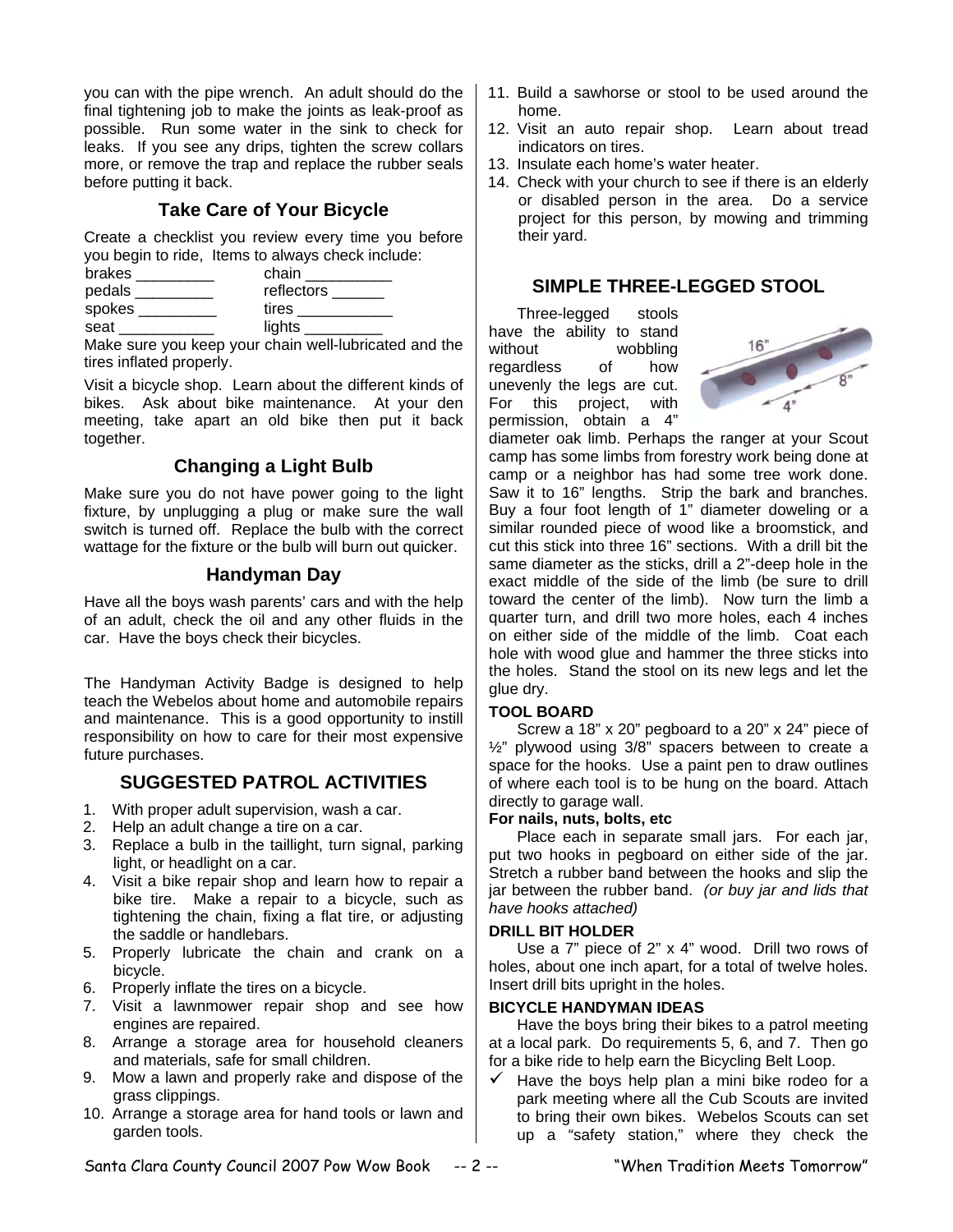you can with the pipe wrench. An adult should do the final tightening job to make the joints as leak-proof as possible. Run some water in the sink to check for leaks. If you see any drips, tighten the screw collars more, or remove the trap and replace the rubber seals before putting it back.

## Take Care of Your Bicycle

Create a checklist you review every time you before you begin to ride, Items to always check include:

| | |
|---|---|
| brakes _________ | chain __________ |
| pedals _________ | reflectors ______ |
| spokes _________ | tires ___________ |
| seat ___________ | lights _________ |

Make sure you keep your chain well-lubricated and the tires inflated properly.

Visit a bicycle shop. Learn about the different kinds of bikes. Ask about bike maintenance. At your den meeting, take apart an old bike then put it back together.

## Changing a Light Bulb

Make sure you do not have power going to the light fixture, by unplugging a plug or make sure the wall switch is turned off. Replace the bulb with the correct wattage for the fixture or the bulb will burn out quicker.

## Handyman Day

Have all the boys wash parents' cars and with the help of an adult, check the oil and any other fluids in the car. Have the boys check their bicycles.

The Handyman Activity Badge is designed to help teach the Webelos about home and automobile repairs and maintenance. This is a good opportunity to instill responsibility on how to care for their most expensive future purchases.

## SUGGESTED PATROL ACTIVITIES

1. With proper adult supervision, wash a car.
2. Help an adult change a tire on a car.
3. Replace a bulb in the taillight, turn signal, parking light, or headlight on a car.
4. Visit a bike repair shop and learn how to repair a bike tire. Make a repair to a bicycle, such as tightening the chain, fixing a flat tire, or adjusting the saddle or handlebars.
5. Properly lubricate the chain and crank on a bicycle.
6. Properly inflate the tires on a bicycle.
7. Visit a lawnmower repair shop and see how engines are repaired.
8. Arrange a storage area for household cleaners and materials, safe for small children.
9. Mow a lawn and properly rake and dispose of the grass clippings.
10. Arrange a storage area for hand tools or lawn and garden tools.
11. Build a sawhorse or stool to be used around the home.
12. Visit an auto repair shop. Learn about tread indicators on tires.
13. Insulate each home's water heater.
14. Check with your church to see if there is an elderly or disabled person in the area. Do a service project for this person, by mowing and trimming their yard.

## SIMPLE THREE-LEGGED STOOL

Three-legged stools have the ability to stand without wobbling regardless of how unevenly the legs are cut. For this project, with permission, obtain a 4" diameter oak limb. Perhaps the ranger at your Scout camp has some limbs from forestry work being done at camp or a neighbor has had some tree work done. Saw it to 16" lengths. Strip the bark and branches. Buy a four foot length of 1" diameter doweling or a similar rounded piece of wood like a broomstick, and cut this stick into three 16" sections. With a drill bit the same diameter as the sticks, drill a 2"-deep hole in the exact middle of the side of the limb (be sure to drill toward the center of the limb). Now turn the limb a quarter turn, and drill two more holes, each 4 inches on either side of the middle of the limb. Coat each hole with wood glue and hammer the three sticks into the holes. Stand the stool on its new legs and let the glue dry.

**TOOL BOARD**

Screw a 18" x 20" pegboard to a 20" x 24" piece of ½" plywood using 3/8" spacers between to create a space for the hooks. Use a paint pen to draw outlines of where each tool is to be hung on the board. Attach directly to garage wall.

**For nails, nuts, bolts, etc**

Place each in separate small jars. For each jar, put two hooks in pegboard on either side of the jar. Stretch a rubber band between the hooks and slip the jar between the rubber band. *(or buy jar and lids that have hooks attached)*

**DRILL BIT HOLDER**

Use a 7" piece of 2" x 4" wood. Drill two rows of holes, about one inch apart, for a total of twelve holes. Insert drill bits upright in the holes.

**BICYCLE HANDYMAN IDEAS**

Have the boys bring their bikes to a patrol meeting at a local park. Do requirements 5, 6, and 7. Then go for a bike ride to help earn the Bicycling Belt Loop.

- ✓ Have the boys help plan a mini bike rodeo for a park meeting where all the Cub Scouts are invited to bring their own bikes. Webelos Scouts can set up a "safety station," where they check the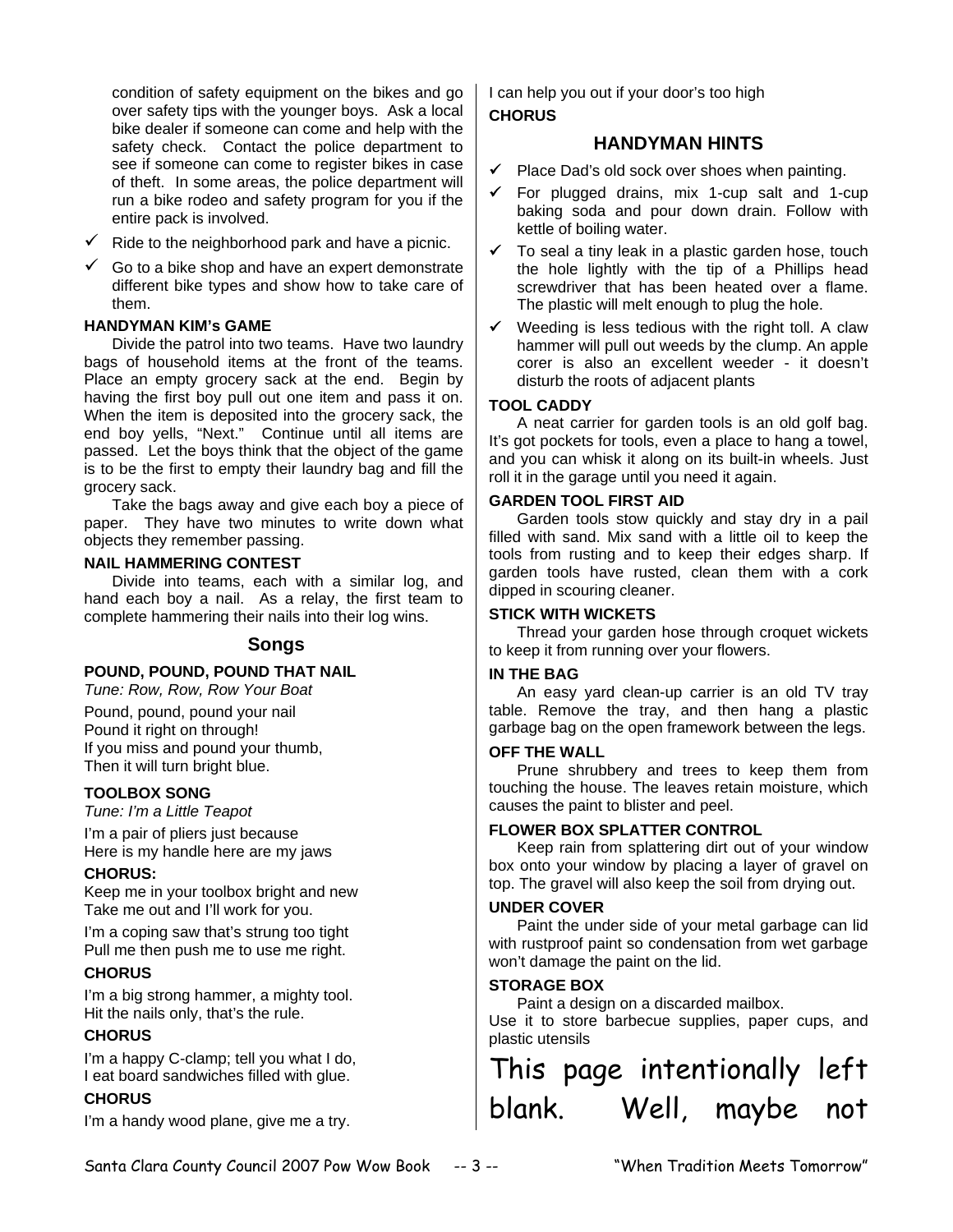condition of safety equipment on the bikes and go over safety tips with the younger boys. Ask a local bike dealer if someone can come and help with the safety check. Contact the police department to see if someone can come to register bikes in case of theft. In some areas, the police department will run a bike rodeo and safety program for you if the entire pack is involved.

- ✓ Ride to the neighborhood park and have a picnic.
- ✓ Go to a bike shop and have an expert demonstrate different bike types and show how to take care of them.

**HANDYMAN KIM's GAME**

Divide the patrol into two teams. Have two laundry bags of household items at the front of the teams. Place an empty grocery sack at the end. Begin by having the first boy pull out one item and pass it on. When the item is deposited into the grocery sack, the end boy yells, "Next." Continue until all items are passed. Let the boys think that the object of the game is to be the first to empty their laundry bag and fill the grocery sack.

Take the bags away and give each boy a piece of paper. They have two minutes to write down what objects they remember passing.

**NAIL HAMMERING CONTEST**

Divide into teams, each with a similar log, and hand each boy a nail. As a relay, the first team to complete hammering their nails into their log wins.

## Songs

**POUND, POUND, POUND THAT NAIL**

*Tune: Row, Row, Row Your Boat*

Pound, pound, pound your nail
Pound it right on through!
If you miss and pound your thumb,
Then it will turn bright blue.

**TOOLBOX SONG**

*Tune: I'm a Little Teapot*

I'm a pair of pliers just because
Here is my handle here are my jaws

**CHORUS:**
Keep me in your toolbox bright and new
Take me out and I'll work for you.

I'm a coping saw that's strung too tight
Pull me then push me to use me right.

**CHORUS**

I'm a big strong hammer, a mighty tool.
Hit the nails only, that's the rule.

**CHORUS**

I'm a happy C-clamp; tell you what I do,
I eat board sandwiches filled with glue.

**CHORUS**

I'm a handy wood plane, give me a try.
I can help you out if your door's too high

**CHORUS**

## HANDYMAN HINTS

- ✓ Place Dad's old sock over shoes when painting.
- ✓ For plugged drains, mix 1-cup salt and 1-cup baking soda and pour down drain. Follow with kettle of boiling water.
- ✓ To seal a tiny leak in a plastic garden hose, touch the hole lightly with the tip of a Phillips head screwdriver that has been heated over a flame. The plastic will melt enough to plug the hole.
- ✓ Weeding is less tedious with the right toll. A claw hammer will pull out weeds by the clump. An apple corer is also an excellent weeder - it doesn't disturb the roots of adjacent plants

**TOOL CADDY**

A neat carrier for garden tools is an old golf bag. It's got pockets for tools, even a place to hang a towel, and you can whisk it along on its built-in wheels. Just roll it in the garage until you need it again.

**GARDEN TOOL FIRST AID**

Garden tools stow quickly and stay dry in a pail filled with sand. Mix sand with a little oil to keep the tools from rusting and to keep their edges sharp. If garden tools have rusted, clean them with a cork dipped in scouring cleaner.

**STICK WITH WICKETS**

Thread your garden hose through croquet wickets to keep it from running over your flowers.

**IN THE BAG**

An easy yard clean-up carrier is an old TV tray table. Remove the tray, and then hang a plastic garbage bag on the open framework between the legs.

**OFF THE WALL**

Prune shrubbery and trees to keep them from touching the house. The leaves retain moisture, which causes the paint to blister and peel.

**FLOWER BOX SPLATTER CONTROL**

Keep rain from splattering dirt out of your window box onto your window by placing a layer of gravel on top. The gravel will also keep the soil from drying out.

**UNDER COVER**

Paint the under side of your metal garbage can lid with rustproof paint so condensation from wet garbage won't damage the paint on the lid.

**STORAGE BOX**

Paint a design on a discarded mailbox.
Use it to store barbecue supplies, paper cups, and plastic utensils

This page intentionally left blank. Well, maybe not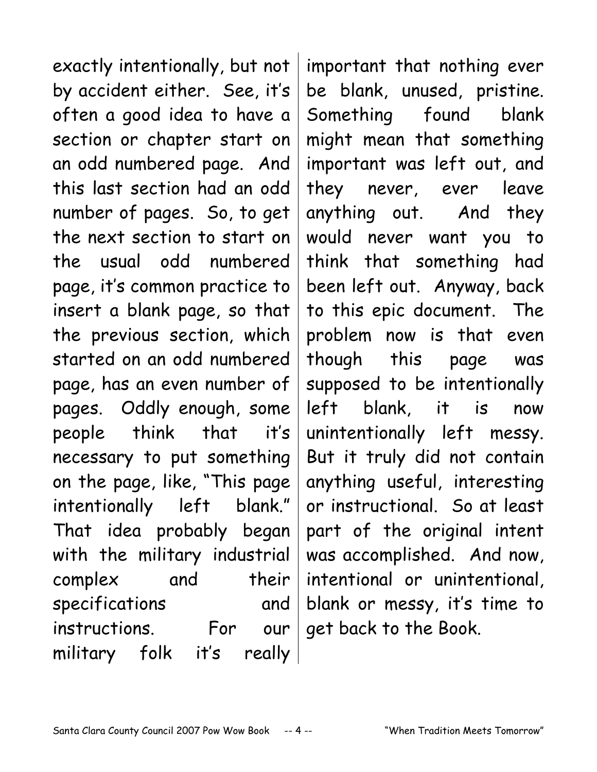exactly intentionally, but not by accident either. See, it's often a good idea to have a section or chapter start on an odd numbered page. And this last section had an odd number of pages. So, to get the next section to start on the usual odd numbered page, it's common practice to insert a blank page, so that the previous section, which started on an odd numbered page, has an even number of pages. Oddly enough, some people think that it's necessary to put something on the page, like, "This page intentionally left blank." That idea probably began with the military industrial complex and their specifications and instructions. For our military folk it's really important that nothing ever be blank, unused, pristine. Something found blank might mean that something important was left out, and they never, ever leave anything out. And they would never want you to think that something had been left out. Anyway, back to this epic document. The problem now is that even though this page was supposed to be intentionally left blank, it is now unintentionally left messy. But it truly did not contain anything useful, interesting or instructional. So at least part of the original intent was accomplished. And now, intentional or unintentional, blank or messy, it's time to get back to the Book.